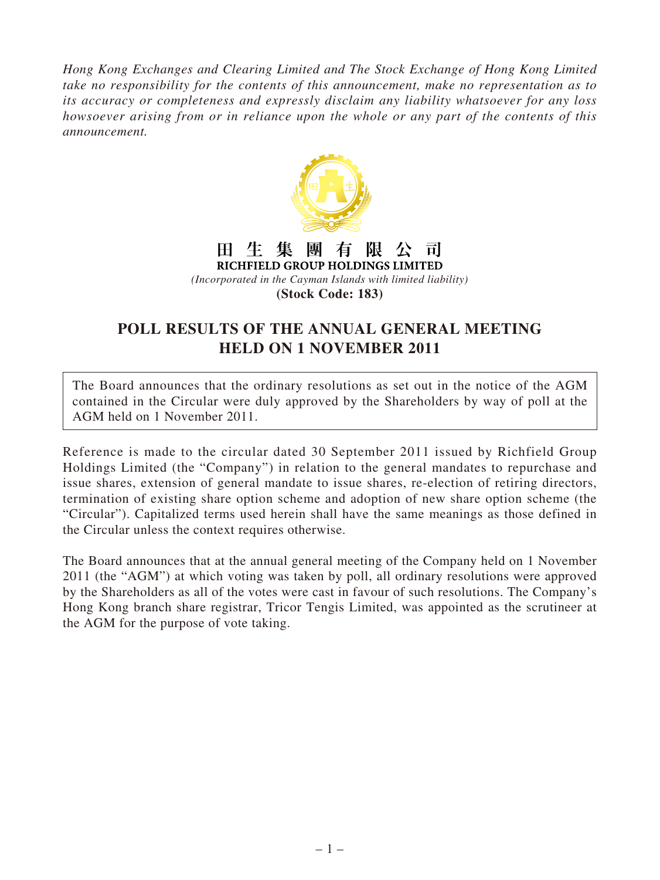*Hong Kong Exchanges and Clearing Limited and The Stock Exchange of Hong Kong Limited take no responsibility for the contents of this announcement, make no representation as to its accuracy or completeness and expressly disclaim any liability whatsoever for any loss howsoever arising from or in reliance upon the whole or any part of the contents of this announcement.*

**田生集團有限公司**

**RICHFIELD GROUP HOLDINGS LIMITED**

*(Incorporated in the Cayman Islands with limited liability)*

**(Stock Code: 183)**

# POLL RESULTS OF THE ANNUAL GENERAL MEETING HELD ON 1 NOVEMBER 2011

The Board announces that the ordinary resolutions as set out in the notice of the AGM contained in the Circular were duly approved by the Shareholders by way of poll at the AGM held on 1 November 2011.

Reference is made to the circular dated 30 September 2011 issued by Richfield Group Holdings Limited (the "Company") in relation to the general mandates to repurchase and issue shares, extension of general mandate to issue shares, re-election of retiring directors, termination of existing share option scheme and adoption of new share option scheme (the "Circular"). Capitalized terms used herein shall have the same meanings as those defined in the Circular unless the context requires otherwise.

The Board announces that at the annual general meeting of the Company held on 1 November 2011 (the "AGM") at which voting was taken by poll, all ordinary resolutions were approved by the Shareholders as all of the votes were cast in favour of such resolutions. The Company's Hong Kong branch share registrar, Tricor Tengis Limited, was appointed as the scrutineer at the AGM for the purpose of vote taking.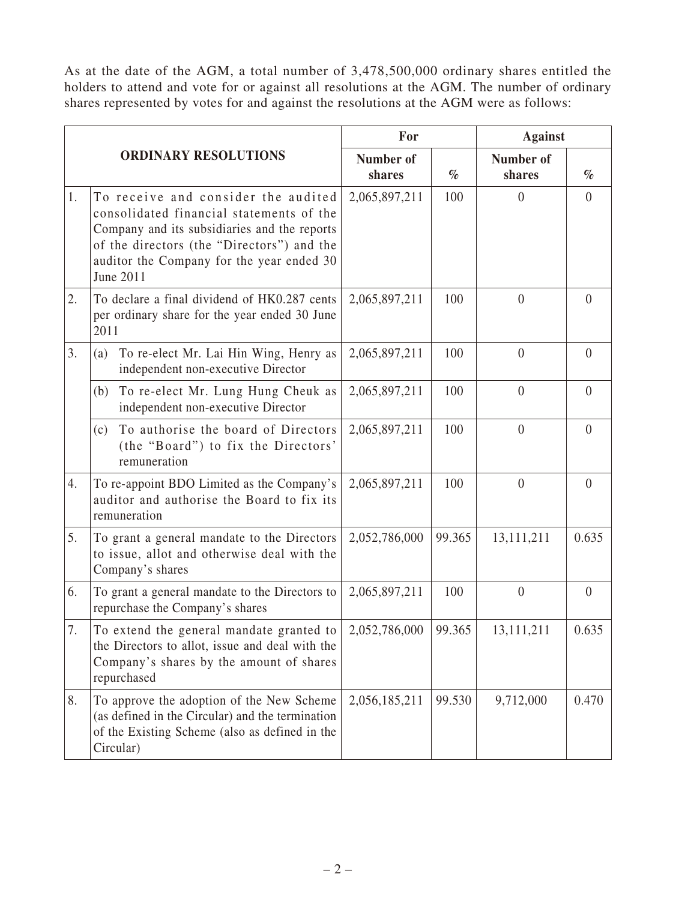As at the date of the AGM, a total number of 3,478,500,000 ordinary shares entitled the holders to attend and vote for or against all resolutions at the AGM. The number of ordinary shares represented by votes for and against the resolutions at the AGM were as follows:

| ORDINARY RESOLUTIONS | | For | | Against | |
|---|---|---|---|---|---|
| | | Number of shares | % | Number of shares | % |
| 1. | To receive and consider the audited consolidated financial statements of the Company and its subsidiaries and the reports of the directors (the "Directors") and the auditor the Company for the year ended 30 June 2011 | 2,065,897,211 | 100 | 0 | 0 |
| 2. | To declare a final dividend of HK0.287 cents per ordinary share for the year ended 30 June 2011 | 2,065,897,211 | 100 | 0 | 0 |
| 3. | (a) To re-elect Mr. Lai Hin Wing, Henry as independent non-executive Director | 2,065,897,211 | 100 | 0 | 0 |
| | (b) To re-elect Mr. Lung Hung Cheuk as independent non-executive Director | 2,065,897,211 | 100 | 0 | 0 |
| | (c) To authorise the board of Directors (the "Board") to fix the Directors' remuneration | 2,065,897,211 | 100 | 0 | 0 |
| 4. | To re-appoint BDO Limited as the Company's auditor and authorise the Board to fix its remuneration | 2,065,897,211 | 100 | 0 | 0 |
| 5. | To grant a general mandate to the Directors to issue, allot and otherwise deal with the Company's shares | 2,052,786,000 | 99.365 | 13,111,211 | 0.635 |
| 6. | To grant a general mandate to the Directors to repurchase the Company's shares | 2,065,897,211 | 100 | 0 | 0 |
| 7. | To extend the general mandate granted to the Directors to allot, issue and deal with the Company's shares by the amount of shares repurchased | 2,052,786,000 | 99.365 | 13,111,211 | 0.635 |
| 8. | To approve the adoption of the New Scheme (as defined in the Circular) and the termination of the Existing Scheme (also as defined in the Circular) | 2,056,185,211 | 99.530 | 9,712,000 | 0.470 |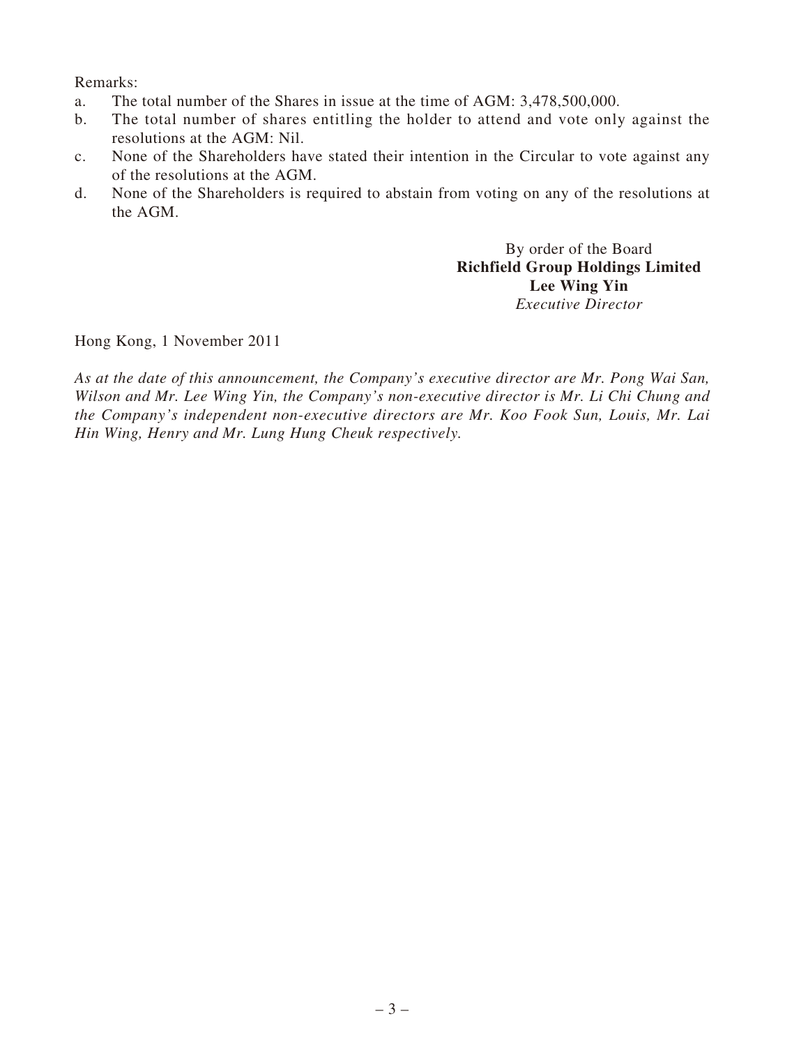Remarks:

a. The total number of the Shares in issue at the time of AGM: 3,478,500,000.
b. The total number of shares entitling the holder to attend and vote only against the resolutions at the AGM: Nil.
c. None of the Shareholders have stated their intention in the Circular to vote against any of the resolutions at the AGM.
d. None of the Shareholders is required to abstain from voting on any of the resolutions at the AGM.

By order of the Board
**Richfield Group Holdings Limited**
**Lee Wing Yin**
*Executive Director*

Hong Kong, 1 November 2011

*As at the date of this announcement, the Company's executive director are Mr. Pong Wai San, Wilson and Mr. Lee Wing Yin, the Company's non-executive director is Mr. Li Chi Chung and the Company's independent non-executive directors are Mr. Koo Fook Sun, Louis, Mr. Lai Hin Wing, Henry and Mr. Lung Hung Cheuk respectively.*